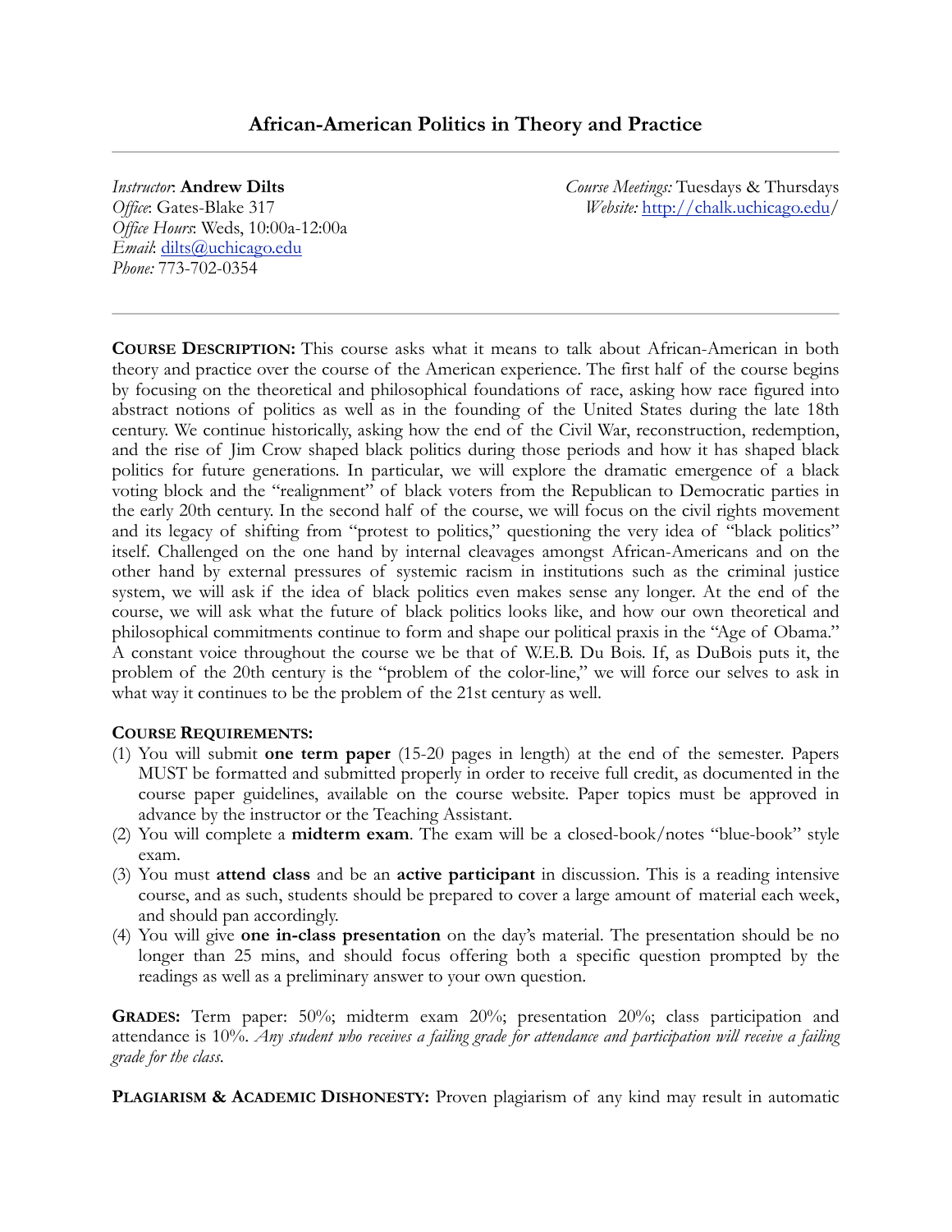# African-American Politics in Theory and Practice

*Instructor*: **Andrew Dilts**
*Office*: Gates-Blake 317
*Office Hours*: Weds, 10:00a-12:00a
*Email*: dilts@uchicago.edu
*Phone:* 773-702-0354

*Course Meetings:* Tuesdays & Thursdays
*Website:* http://chalk.uchicago.edu/

---

**COURSE DESCRIPTION:** This course asks what it means to talk about African-American in both theory and practice over the course of the American experience. The first half of the course begins by focusing on the theoretical and philosophical foundations of race, asking how race figured into abstract notions of politics as well as in the founding of the United States during the late 18th century. We continue historically, asking how the end of the Civil War, reconstruction, redemption, and the rise of Jim Crow shaped black politics during those periods and how it has shaped black politics for future generations. In particular, we will explore the dramatic emergence of a black voting block and the "realignment" of black voters from the Republican to Democratic parties in the early 20th century. In the second half of the course, we will focus on the civil rights movement and its legacy of shifting from "protest to politics," questioning the very idea of "black politics" itself. Challenged on the one hand by internal cleavages amongst African-Americans and on the other hand by external pressures of systemic racism in institutions such as the criminal justice system, we will ask if the idea of black politics even makes sense any longer. At the end of the course, we will ask what the future of black politics looks like, and how our own theoretical and philosophical commitments continue to form and shape our political praxis in the "Age of Obama." A constant voice throughout the course we be that of W.E.B. Du Bois. If, as DuBois puts it, the problem of the 20th century is the "problem of the color-line," we will force our selves to ask in what way it continues to be the problem of the 21st century as well.

**COURSE REQUIREMENTS:**

(1) You will submit **one term paper** (15-20 pages in length) at the end of the semester. Papers MUST be formatted and submitted properly in order to receive full credit, as documented in the course paper guidelines, available on the course website. Paper topics must be approved in advance by the instructor or the Teaching Assistant.

(2) You will complete a **midterm exam**. The exam will be a closed-book/notes "blue-book" style exam.

(3) You must **attend class** and be an **active participant** in discussion. This is a reading intensive course, and as such, students should be prepared to cover a large amount of material each week, and should pan accordingly.

(4) You will give **one in-class presentation** on the day's material. The presentation should be no longer than 25 mins, and should focus offering both a specific question prompted by the readings as well as a preliminary answer to your own question.

**GRADES:** Term paper: 50%; midterm exam 20%; presentation 20%; class participation and attendance is 10%. *Any student who receives a failing grade for attendance and participation will receive a failing grade for the class.*

**PLAGIARISM & ACADEMIC DISHONESTY:** Proven plagiarism of any kind may result in automatic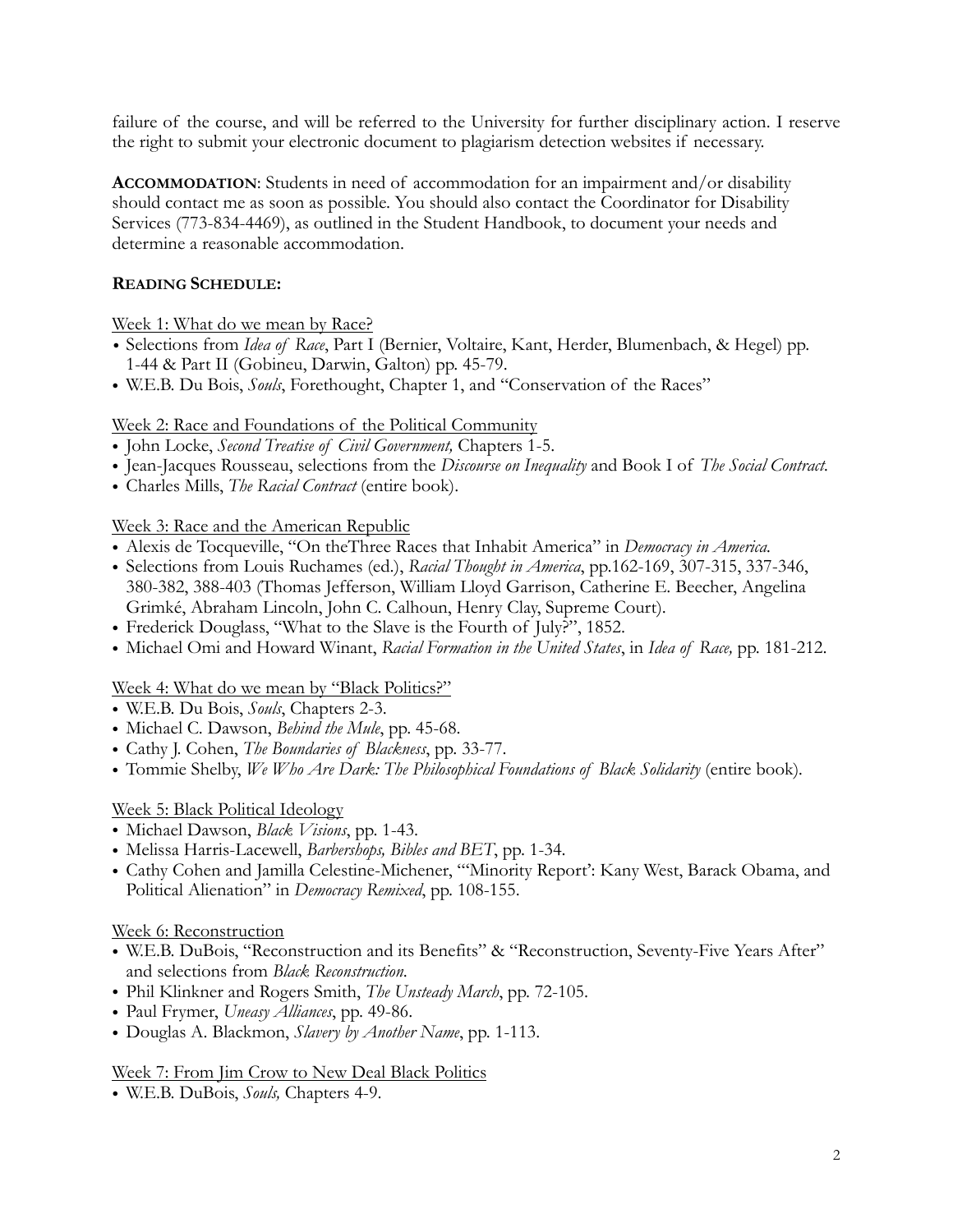failure of the course, and will be referred to the University for further disciplinary action. I reserve the right to submit your electronic document to plagiarism detection websites if necessary.

**ACCOMMODATION**: Students in need of accommodation for an impairment and/or disability should contact me as soon as possible. You should also contact the Coordinator for Disability Services (773-834-4469), as outlined in the Student Handbook, to document your needs and determine a reasonable accommodation.

**READING SCHEDULE:**

Week 1: What do we mean by Race?

- Selections from *Idea of Race*, Part I (Bernier, Voltaire, Kant, Herder, Blumenbach, & Hegel) pp. 1-44 & Part II (Gobineu, Darwin, Galton) pp. 45-79.
- W.E.B. Du Bois, *Souls*, Forethought, Chapter 1, and "Conservation of the Races"

Week 2: Race and Foundations of the Political Community

- John Locke, *Second Treatise of Civil Government,* Chapters 1-5.
- Jean-Jacques Rousseau, selections from the *Discourse on Inequality* and Book I of *The Social Contract.*
- Charles Mills, *The Racial Contract* (entire book).

Week 3: Race and the American Republic

- Alexis de Tocqueville, "On theThree Races that Inhabit America" in *Democracy in America.*
- Selections from Louis Ruchames (ed.), *Racial Thought in America*, pp.162-169, 307-315, 337-346, 380-382, 388-403 (Thomas Jefferson, William Lloyd Garrison, Catherine E. Beecher, Angelina Grimké, Abraham Lincoln, John C. Calhoun, Henry Clay, Supreme Court).
- Frederick Douglass, "What to the Slave is the Fourth of July?", 1852.
- Michael Omi and Howard Winant, *Racial Formation in the United States*, in *Idea of Race,* pp. 181-212.

Week 4: What do we mean by "Black Politics?"

- W.E.B. Du Bois, *Souls*, Chapters 2-3.
- Michael C. Dawson, *Behind the Mule*, pp. 45-68.
- Cathy J. Cohen, *The Boundaries of Blackness*, pp. 33-77.
- Tommie Shelby, *We Who Are Dark: The Philosophical Foundations of Black Solidarity* (entire book).

Week 5: Black Political Ideology

- Michael Dawson, *Black Visions*, pp. 1-43.
- Melissa Harris-Lacewell, *Barbershops, Bibles and BET*, pp. 1-34.
- Cathy Cohen and Jamilla Celestine-Michener, "'Minority Report': Kany West, Barack Obama, and Political Alienation" in *Democracy Remixed*, pp. 108-155.

Week 6: Reconstruction

- W.E.B. DuBois, "Reconstruction and its Benefits" & "Reconstruction, Seventy-Five Years After" and selections from *Black Reconstruction.*
- Phil Klinkner and Rogers Smith, *The Unsteady March*, pp. 72-105.
- Paul Frymer, *Uneasy Alliances*, pp. 49-86.
- Douglas A. Blackmon, *Slavery by Another Name*, pp. 1-113.

Week 7: From Jim Crow to New Deal Black Politics

- W.E.B. DuBois, *Souls,* Chapters 4-9.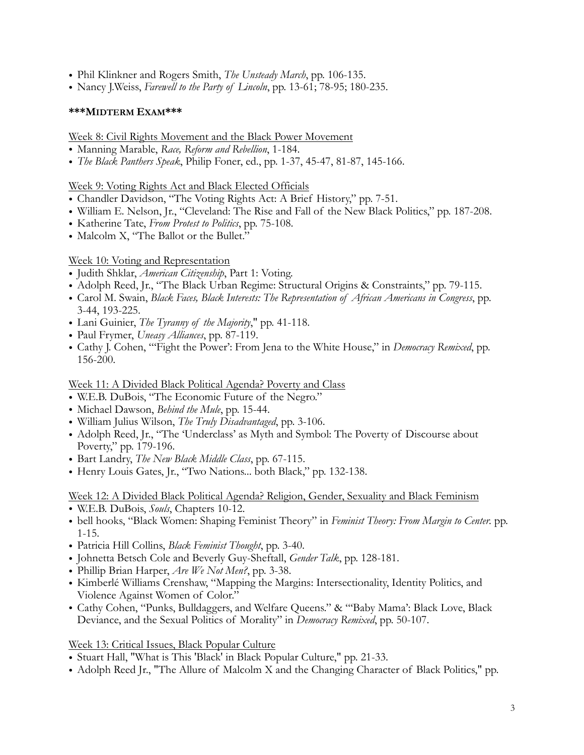- Phil Klinkner and Rogers Smith, *The Unsteady March*, pp. 106-135.
- Nancy J.Weiss, *Farewell to the Party of Lincoln*, pp. 13-61; 78-95; 180-235.

**\*\*\*MIDTERM EXAM\*\*\***

Week 8: Civil Rights Movement and the Black Power Movement
- Manning Marable, *Race, Reform and Rebellion*, 1-184.
- *The Black Panthers Speak*, Philip Foner, ed., pp. 1-37, 45-47, 81-87, 145-166.

Week 9: Voting Rights Act and Black Elected Officials
- Chandler Davidson, "The Voting Rights Act: A Brief History," pp. 7-51.
- William E. Nelson, Jr., "Cleveland: The Rise and Fall of the New Black Politics," pp. 187-208.
- Katherine Tate, *From Protest to Politics*, pp. 75-108.
- Malcolm X, "The Ballot or the Bullet."

Week 10: Voting and Representation
- Judith Shklar, *American Citizenship*, Part 1: Voting.
- Adolph Reed, Jr., "The Black Urban Regime: Structural Origins & Constraints," pp. 79-115.
- Carol M. Swain, *Black Faces, Black Interests: The Representation of African Americans in Congress*, pp. 3-44, 193-225.
- Lani Guinier, *The Tyranny of the Majority*," pp. 41-118.
- Paul Frymer, *Uneasy Alliances*, pp. 87-119.
- Cathy J. Cohen, "'Fight the Power': From Jena to the White House," in *Democracy Remixed*, pp. 156-200.

Week 11: A Divided Black Political Agenda? Poverty and Class
- W.E.B. DuBois, "The Economic Future of the Negro."
- Michael Dawson, *Behind the Mule*, pp. 15-44.
- William Julius Wilson, *The Truly Disadvantaged*, pp. 3-106.
- Adolph Reed, Jr., "The 'Underclass' as Myth and Symbol: The Poverty of Discourse about Poverty," pp. 179-196.
- Bart Landry, *The New Black Middle Class*, pp. 67-115.
- Henry Louis Gates, Jr., "Two Nations... both Black," pp. 132-138.

Week 12: A Divided Black Political Agenda? Religion, Gender, Sexuality and Black Feminism
- W.E.B. DuBois, *Souls*, Chapters 10-12.
- bell hooks, "Black Women: Shaping Feminist Theory" in *Feminist Theory: From Margin to Center*. pp. 1-15.
- Patricia Hill Collins, *Black Feminist Thought*, pp. 3-40.
- Johnetta Betsch Cole and Beverly Guy-Sheftall, *Gender Talk*, pp. 128-181.
- Phillip Brian Harper, *Are We Not Men?*, pp. 3-38.
- Kimberlé Williams Crenshaw, "Mapping the Margins: Intersectionality, Identity Politics, and Violence Against Women of Color."
- Cathy Cohen, "Punks, Bulldaggers, and Welfare Queens." & "'Baby Mama': Black Love, Black Deviance, and the Sexual Politics of Morality" in *Democracy Remixed*, pp. 50-107.

Week 13: Critical Issues, Black Popular Culture
- Stuart Hall, "What is This 'Black' in Black Popular Culture," pp. 21-33.
- Adolph Reed Jr., "The Allure of Malcolm X and the Changing Character of Black Politics," pp.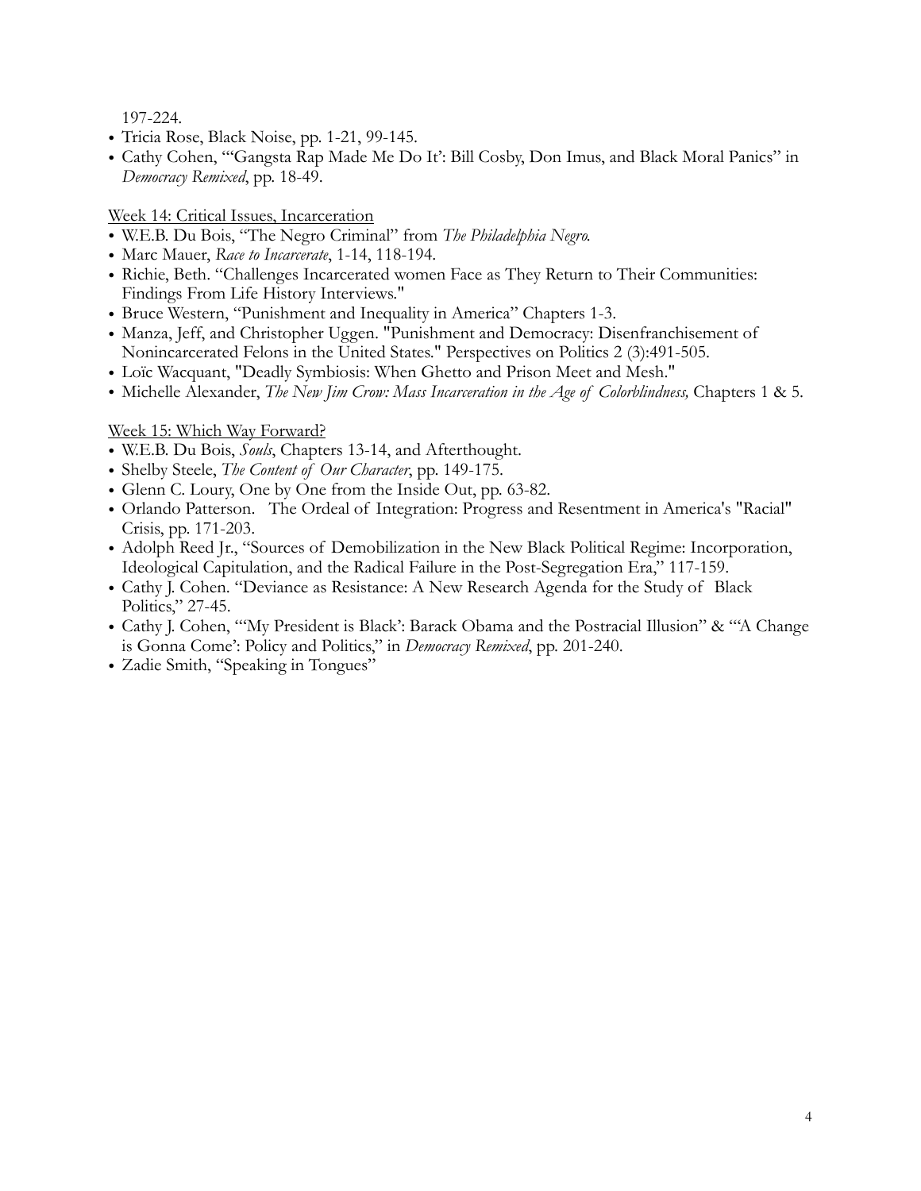197-224.

- Tricia Rose, Black Noise, pp. 1-21, 99-145.
- Cathy Cohen, "'Gangsta Rap Made Me Do It': Bill Cosby, Don Imus, and Black Moral Panics" in *Democracy Remixed*, pp. 18-49.

<u>Week 14: Critical Issues, Incarceration</u>

- W.E.B. Du Bois, "The Negro Criminal" from *The Philadelphia Negro.*
- Marc Mauer, *Race to Incarcerate*, 1-14, 118-194.
- Richie, Beth. "Challenges Incarcerated women Face as They Return to Their Communities: Findings From Life History Interviews."
- Bruce Western, "Punishment and Inequality in America" Chapters 1-3.
- Manza, Jeff, and Christopher Uggen. "Punishment and Democracy: Disenfranchisement of Nonincarcerated Felons in the United States." Perspectives on Politics 2 (3):491-505.
- Loïc Wacquant, "Deadly Symbiosis: When Ghetto and Prison Meet and Mesh."
- Michelle Alexander, *The New Jim Crow: Mass Incarceration in the Age of Colorblindness,* Chapters 1 & 5.

<u>Week 15: Which Way Forward?</u>

- W.E.B. Du Bois, *Souls*, Chapters 13-14, and Afterthought.
- Shelby Steele, *The Content of Our Character*, pp. 149-175.
- Glenn C. Loury, One by One from the Inside Out, pp. 63-82.
- Orlando Patterson. The Ordeal of Integration: Progress and Resentment in America's "Racial" Crisis, pp. 171-203.
- Adolph Reed Jr., "Sources of Demobilization in the New Black Political Regime: Incorporation, Ideological Capitulation, and the Radical Failure in the Post-Segregation Era," 117-159.
- Cathy J. Cohen. "Deviance as Resistance: A New Research Agenda for the Study of Black Politics," 27-45.
- Cathy J. Cohen, "'My President is Black': Barack Obama and the Postracial Illusion" & "'A Change is Gonna Come': Policy and Politics," in *Democracy Remixed*, pp. 201-240.
- Zadie Smith, "Speaking in Tongues"